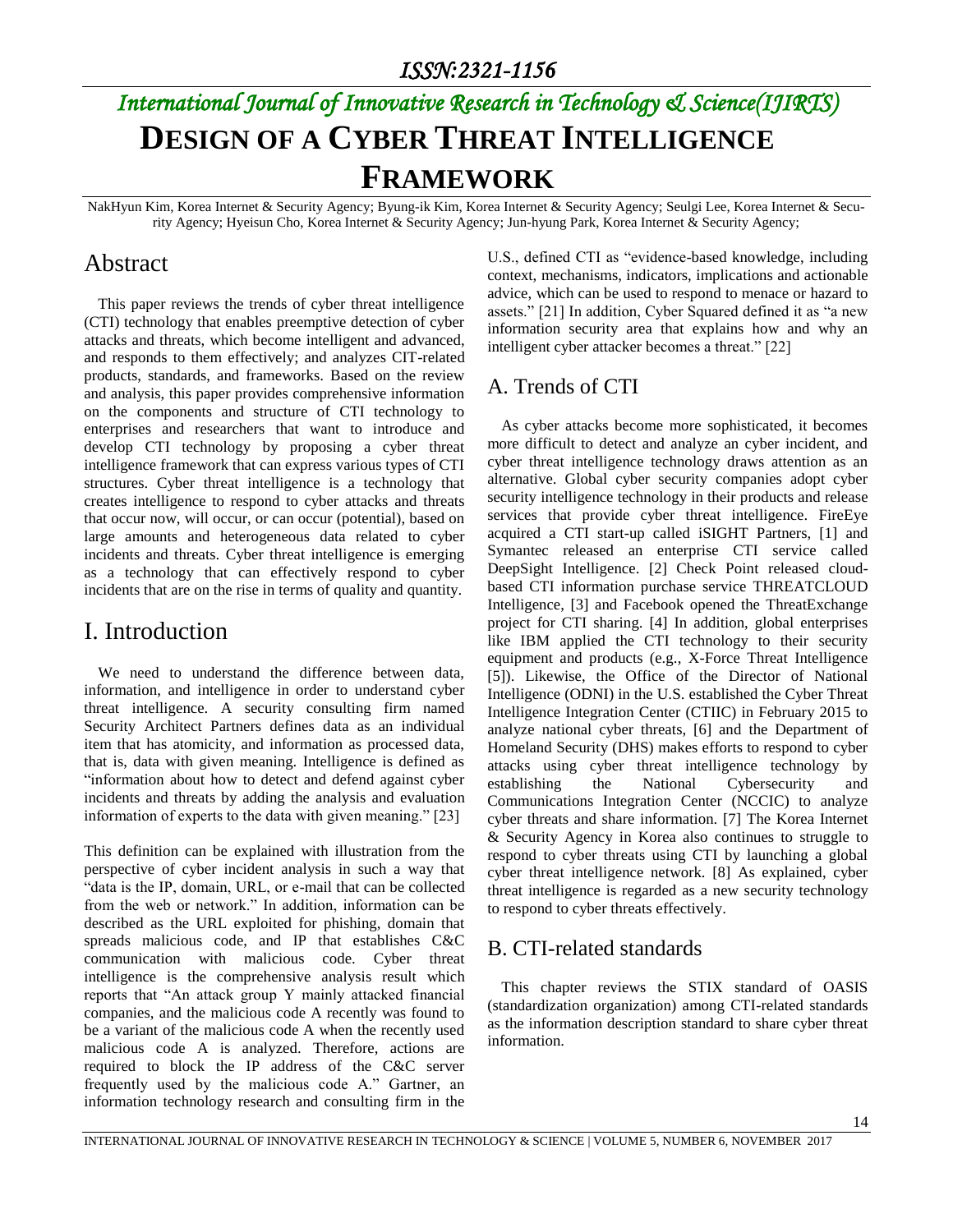# DESIGN OF A CYBER THREAT INTELLIGENCE FRAMEWORK

NakHyun Kim, Korea Internet & Security Agency; Byung-ik Kim, Korea Internet & Security Agency; Seulgi Lee, Korea Internet & Security Agency; Hyeisun Cho, Korea Internet & Security Agency; Jun-hyung Park, Korea Internet & Security Agency;

## Abstract

This paper reviews the trends of cyber threat intelligence (CTI) technology that enables preemptive detection of cyber attacks and threats, which become intelligent and advanced, and responds to them effectively; and analyzes CIT-related products, standards, and frameworks. Based on the review and analysis, this paper provides comprehensive information on the components and structure of CTI technology to enterprises and researchers that want to introduce and develop CTI technology by proposing a cyber threat intelligence framework that can express various types of CTI structures. Cyber threat intelligence is a technology that creates intelligence to respond to cyber attacks and threats that occur now, will occur, or can occur (potential), based on large amounts and heterogeneous data related to cyber incidents and threats. Cyber threat intelligence is emerging as a technology that can effectively respond to cyber incidents that are on the rise in terms of quality and quantity.

## I. Introduction

We need to understand the difference between data, information, and intelligence in order to understand cyber threat intelligence. A security consulting firm named Security Architect Partners defines data as an individual item that has atomicity, and information as processed data, that is, data with given meaning. Intelligence is defined as "information about how to detect and defend against cyber incidents and threats by adding the analysis and evaluation information of experts to the data with given meaning." [23]

This definition can be explained with illustration from the perspective of cyber incident analysis in such a way that "data is the IP, domain, URL, or e-mail that can be collected from the web or network." In addition, information can be described as the URL exploited for phishing, domain that spreads malicious code, and IP that establishes C&C communication with malicious code. Cyber threat intelligence is the comprehensive analysis result which reports that "An attack group Y mainly attacked financial companies, and the malicious code A recently was found to be a variant of the malicious code A when the recently used malicious code A is analyzed. Therefore, actions are required to block the IP address of the C&C server frequently used by the malicious code A." Gartner, an information technology research and consulting firm in the U.S., defined CTI as "evidence-based knowledge, including context, mechanisms, indicators, implications and actionable advice, which can be used to respond to menace or hazard to assets." [21] In addition, Cyber Squared defined it as "a new information security area that explains how and why an intelligent cyber attacker becomes a threat." [22]

### A. Trends of CTI

As cyber attacks become more sophisticated, it becomes more difficult to detect and analyze an cyber incident, and cyber threat intelligence technology draws attention as an alternative. Global cyber security companies adopt cyber security intelligence technology in their products and release services that provide cyber threat intelligence. FireEye acquired a CTI start-up called iSIGHT Partners, [1] and Symantec released an enterprise CTI service called DeepSight Intelligence. [2] Check Point released cloud-based CTI information purchase service THREATCLOUD Intelligence, [3] and Facebook opened the ThreatExchange project for CTI sharing. [4] In addition, global enterprises like IBM applied the CTI technology to their security equipment and products (e.g., X-Force Threat Intelligence [5]). Likewise, the Office of the Director of National Intelligence (ODNI) in the U.S. established the Cyber Threat Intelligence Integration Center (CTIIC) in February 2015 to analyze national cyber threats, [6] and the Department of Homeland Security (DHS) makes efforts to respond to cyber attacks using cyber threat intelligence technology by establishing the National Cybersecurity and Communications Integration Center (NCCIC) to analyze cyber threats and share information. [7] The Korea Internet & Security Agency in Korea also continues to struggle to respond to cyber threats using CTI by launching a global cyber threat intelligence network. [8] As explained, cyber threat intelligence is regarded as a new security technology to respond to cyber threats effectively.

### B. CTI-related standards

This chapter reviews the STIX standard of OASIS (standardization organization) among CTI-related standards as the information description standard to share cyber threat information.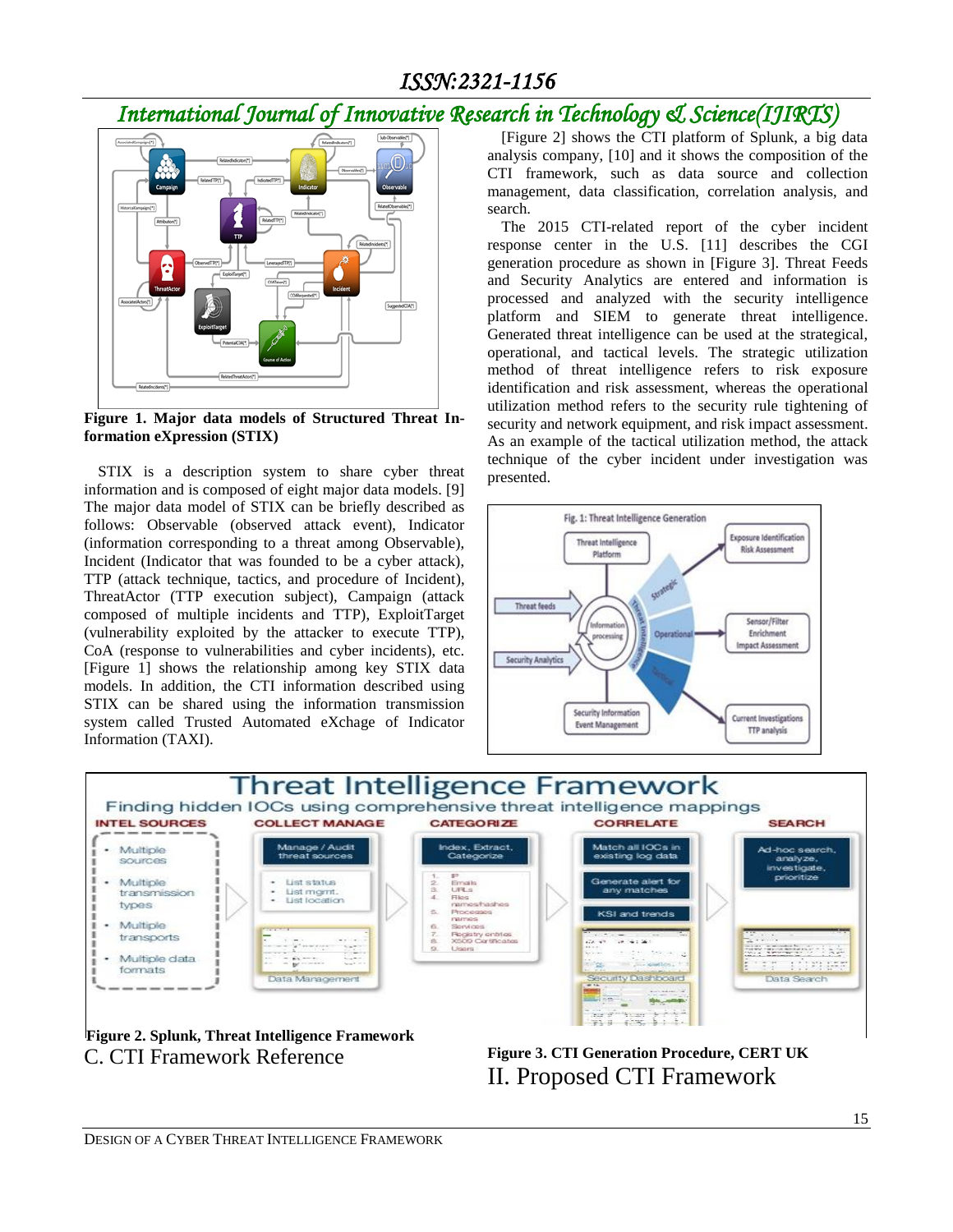**Figure 1. Major data models of Structured Threat Information eXpression (STIX)**

STIX is a description system to share cyber threat information and is composed of eight major data models. [9] The major data model of STIX can be briefly described as follows: Observable (observed attack event), Indicator (information corresponding to a threat among Observable), Incident (Indicator that was founded to be a cyber attack), TTP (attack technique, tactics, and procedure of Incident), ThreatActor (TTP execution subject), Campaign (attack composed of multiple incidents and TTP), ExploitTarget (vulnerability exploited by the attacker to execute TTP), CoA (response to vulnerabilities and cyber incidents), etc. [Figure 1] shows the relationship among key STIX data models. In addition, the CTI information described using STIX can be shared using the information transmission system called Trusted Automated eXchage of Indicator Information (TAXI).

[Figure 2] shows the CTI platform of Splunk, a big data analysis company, [10] and it shows the composition of the CTI framework, such as data source and collection management, data classification, correlation analysis, and search.

The 2015 CTI-related report of the cyber incident response center in the U.S. [11] describes the CGI generation procedure as shown in [Figure 3]. Threat Feeds and Security Analytics are entered and information is processed and analyzed with the security intelligence platform and SIEM to generate threat intelligence. Generated threat intelligence can be used at the strategical, operational, and tactical levels. The strategic utilization method of threat intelligence refers to risk exposure identification and risk assessment, whereas the operational utilization method refers to the security rule tightening of security and network equipment, and risk impact assessment. As an example of the tactical utilization method, the attack technique of the cyber incident under investigation was presented.

**Figure 2. Splunk, Threat Intelligence Framework**

**Figure 3. CTI Generation Procedure, CERT UK**

### C. CTI Framework Reference

## II. Proposed CTI Framework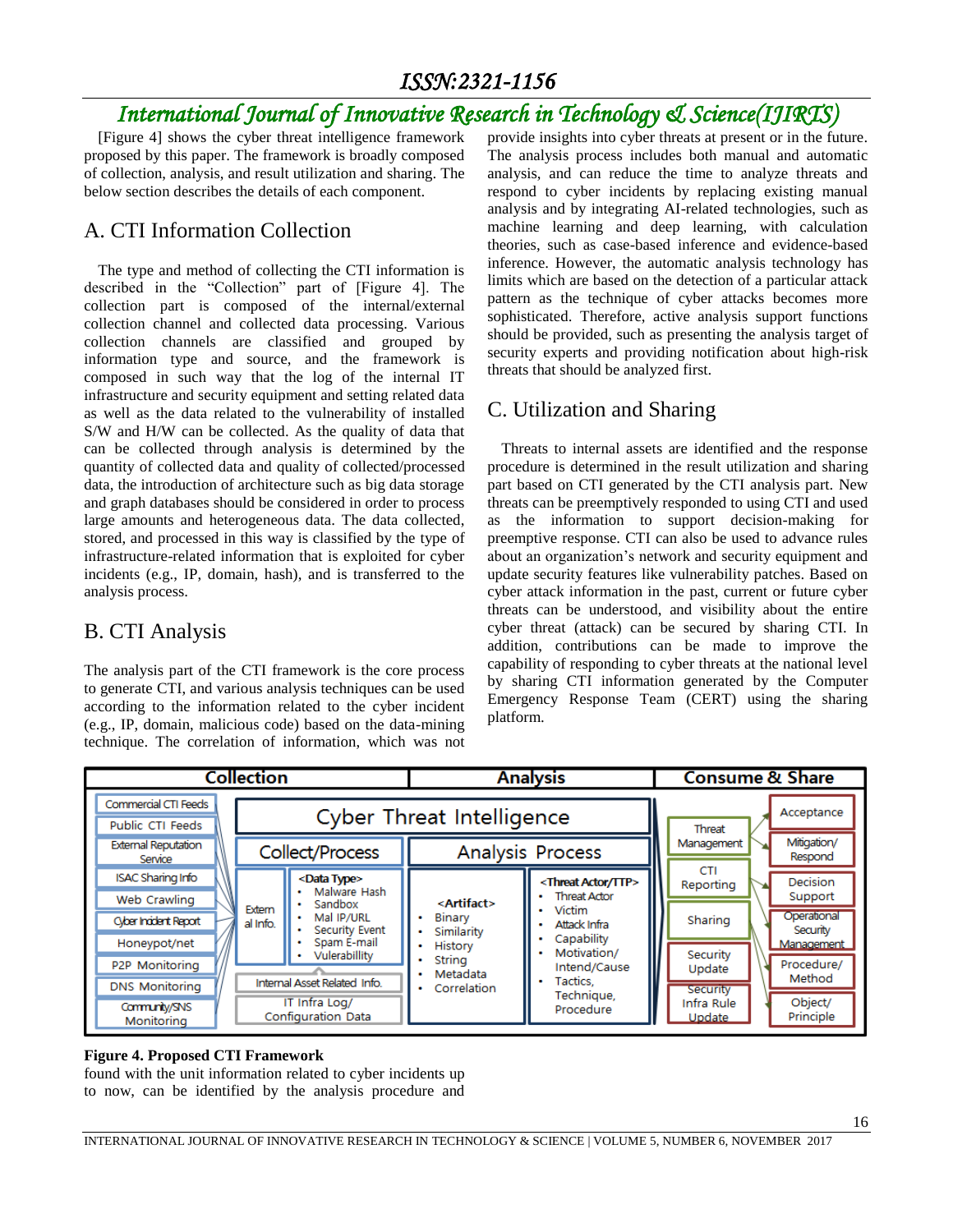[Figure 4] shows the cyber threat intelligence framework proposed by this paper. The framework is broadly composed of collection, analysis, and result utilization and sharing. The below section describes the details of each component.

## A. CTI Information Collection

The type and method of collecting the CTI information is described in the "Collection" part of [Figure 4]. The collection part is composed of the internal/external collection channel and collected data processing. Various collection channels are classified and grouped by information type and source, and the framework is composed in such way that the log of the internal IT infrastructure and security equipment and setting related data as well as the data related to the vulnerability of installed S/W and H/W can be collected. As the quality of data that can be collected through analysis is determined by the quantity of collected data and quality of collected/processed data, the introduction of architecture such as big data storage and graph databases should be considered in order to process large amounts and heterogeneous data. The data collected, stored, and processed in this way is classified by the type of infrastructure-related information that is exploited for cyber incidents (e.g., IP, domain, hash), and is transferred to the analysis process.

## B. CTI Analysis

The analysis part of the CTI framework is the core process to generate CTI, and various analysis techniques can be used according to the information related to the cyber incident (e.g., IP, domain, malicious code) based on the data-mining technique. The correlation of information, which was not found with the unit information related to cyber incidents up to now, can be identified by the analysis procedure and provide insights into cyber threats at present or in the future. The analysis process includes both manual and automatic analysis, and can reduce the time to analyze threats and respond to cyber incidents by replacing existing manual analysis and by integrating AI-related technologies, such as machine learning and deep learning, with calculation theories, such as case-based inference and evidence-based inference. However, the automatic analysis technology has limits which are based on the detection of a particular attack pattern as the technique of cyber attacks becomes more sophisticated. Therefore, active analysis support functions should be provided, such as presenting the analysis target of security experts and providing notification about high-risk threats that should be analyzed first.

## C. Utilization and Sharing

Threats to internal assets are identified and the response procedure is determined in the result utilization and sharing part based on CTI generated by the CTI analysis part. New threats can be preemptively responded to using CTI and used as the information to support decision-making for preemptive response. CTI can also be used to advance rules about an organization's network and security equipment and update security features like vulnerability patches. Based on cyber attack information in the past, current or future cyber threats can be understood, and visibility about the entire cyber threat (attack) can be secured by sharing CTI. In addition, contributions can be made to improve the capability of responding to cyber threats at the national level by sharing CTI information generated by the Computer Emergency Response Team (CERT) using the sharing platform.

| Collection | | | Analysis | | Consume & Share | |
|---|---|---|---|---|---|---|
| Commercial CTI Feeds<br>Public CTI Feeds<br>External Reputation Service<br>ISAC Sharing Info<br>Web Crawling<br>Cyber Incident Report<br>Honeypot/net<br>P2P Monitoring<br>DNS Monitoring<br>Community/SNS Monitoring | Cyber Threat Intelligence — Collect/Process: Extern al Info. | <Data Type><br>• Malware Hash<br>• Sandbox<br>• Mal IP/URL<br>• Security Event<br>• Spam E-mail<br>• Vulnerabillity<br>Internal Asset Related Info.<br>IT Infra Log/ Configuration Data | Analysis Process: <Artifact><br>• Binary<br>• Similarity<br>• History<br>• String<br>• Metadata<br>• Correlation | <Threat Actor/TTP><br>• Threat Actor<br>• Victim<br>• Attack Infra<br>• Capability<br>• Motivation/ Intend/Cause<br>• Tactics, Technique, Procedure | Threat Management<br>CTI Reporting<br>Sharing<br>Security Update<br>Security Infra Rule Update | Acceptance<br>Mitigation/ Respond<br>Decision Support<br>Operational Security Management<br>Procedure/ Method<br>Object/ Principle |

**Figure 4. Proposed CTI Framework**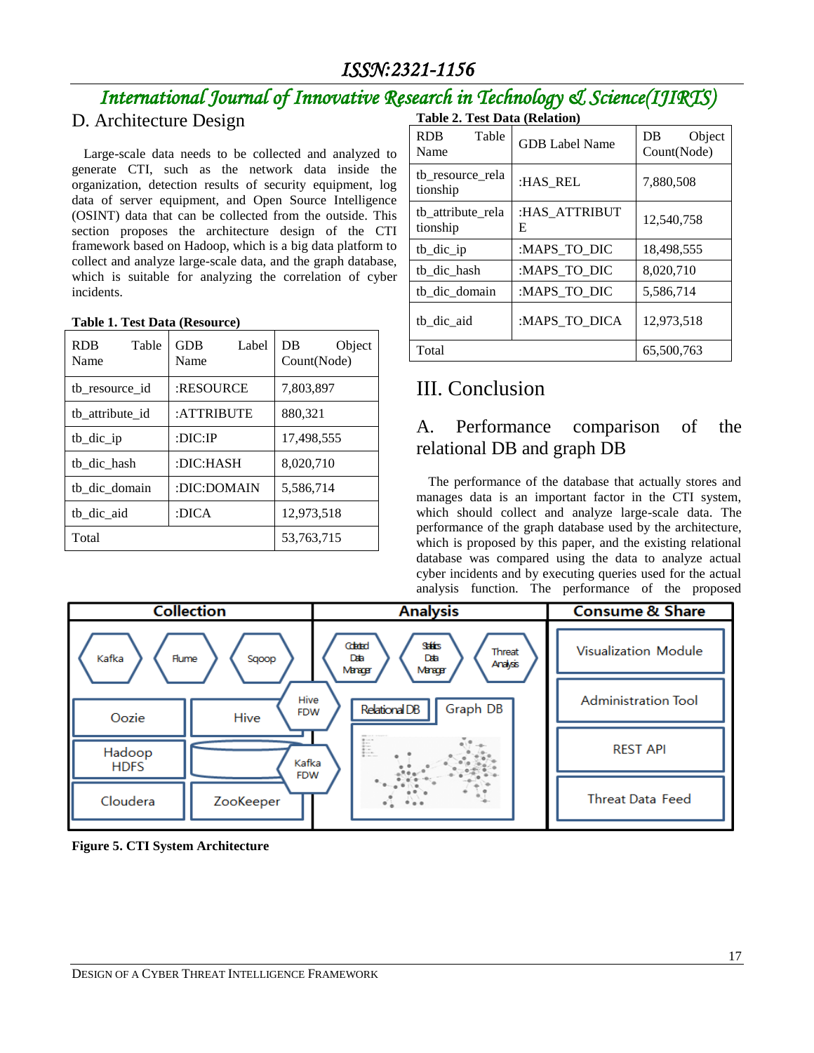## D. Architecture Design

Large-scale data needs to be collected and analyzed to generate CTI, such as the network data inside the organization, detection results of security equipment, log data of server equipment, and Open Source Intelligence (OSINT) data that can be collected from the outside. This section proposes the architecture design of the CTI framework based on Hadoop, which is a big data platform to collect and analyze large-scale data, and the graph database, which is suitable for analyzing the correlation of cyber incidents.

**Table 1. Test Data (Resource)**

| RDB Table Name | GDB Label Name | DB Object Count(Node) |
|---|---|---|
| tb_resource_id | :RESOURCE | 7,803,897 |
| tb_attribute_id | :ATTRIBUTE | 880,321 |
| tb_dic_ip | :DIC:IP | 17,498,555 |
| tb_dic_hash | :DIC:HASH | 8,020,710 |
| tb_dic_domain | :DIC:DOMAIN | 5,586,714 |
| tb_dic_aid | :DICA | 12,973,518 |
| Total | | 53,763,715 |

**Table 2. Test Data (Relation)**

| RDB Table Name | GDB Label Name | DB Object Count(Node) |
|---|---|---|
| tb_resource_relationship | :HAS_REL | 7,880,508 |
| tb_attribute_relationship | :HAS_ATTRIBUTE | 12,540,758 |
| tb_dic_ip | :MAPS_TO_DIC | 18,498,555 |
| tb_dic_hash | :MAPS_TO_DIC | 8,020,710 |
| tb_dic_domain | :MAPS_TO_DIC | 5,586,714 |
| tb_dic_aid | :MAPS_TO_DICA | 12,973,518 |
| Total | | 65,500,763 |

# III. Conclusion

## A. Performance comparison of the relational DB and graph DB

The performance of the database that actually stores and manages data is an important factor in the CTI system, which should collect and analyze large-scale data. The performance of the graph database used by the architecture, which is proposed by this paper, and the existing relational database was compared using the data to analyze actual cyber incidents and by executing queries used for the actual analysis function. The performance of the proposed

| Collection | | | Analysis | | | Consume & Share |
|---|---|---|---|---|---|---|
| Kafka | Flume | Sqoop | Collected Data Manager | Statistics Data Manager | Threat Analysis | Visualization Module |
| Oozie | Hive | Hive FDW | Relational DB | Graph DB | | Administration Tool |
| Hadoop HDFS | | Kafka FDW | | | | REST API |
| Cloudera | ZooKeeper | | | | | Threat Data Feed |

**Figure 5. CTI System Architecture**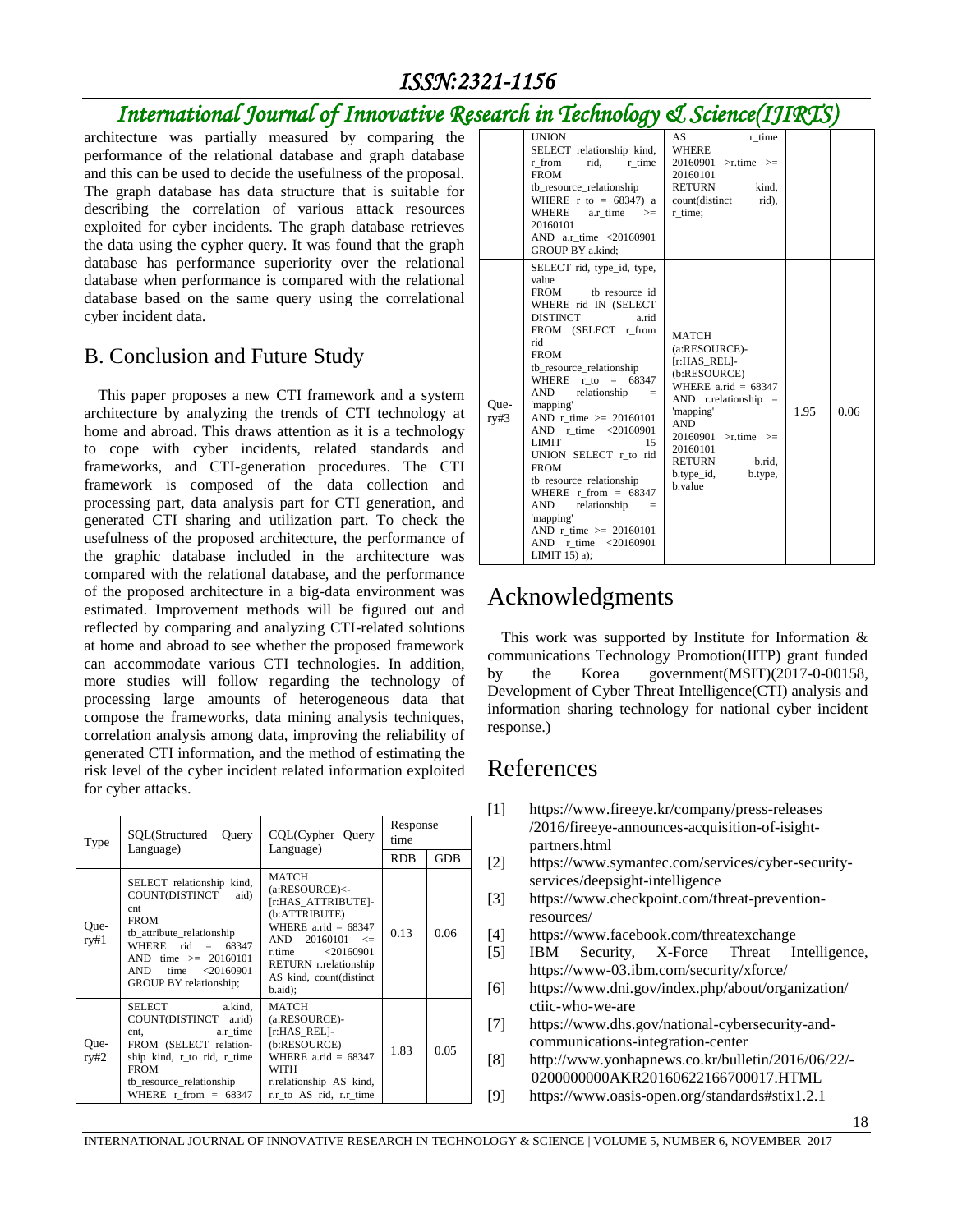architecture was partially measured by comparing the performance of the relational database and graph database and this can be used to decide the usefulness of the proposal. The graph database has data structure that is suitable for describing the correlation of various attack resources exploited for cyber incidents. The graph database retrieves the data using the cypher query. It was found that the graph database has performance superiority over the relational database when performance is compared with the relational database based on the same query using the correlational cyber incident data.

## B. Conclusion and Future Study

This paper proposes a new CTI framework and a system architecture by analyzing the trends of CTI technology at home and abroad. This draws attention as it is a technology to cope with cyber incidents, related standards and frameworks, and CTI-generation procedures. The CTI framework is composed of the data collection and processing part, data analysis part for CTI generation, and generated CTI sharing and utilization part. To check the usefulness of the proposed architecture, the performance of the graphic database included in the architecture was compared with the relational database, and the performance of the proposed architecture in a big-data environment was estimated. Improvement methods will be figured out and reflected by comparing and analyzing CTI-related solutions at home and abroad to see whether the proposed framework can accommodate various CTI technologies. In addition, more studies will follow regarding the technology of processing large amounts of heterogeneous data that compose the frameworks, data mining analysis techniques, correlation analysis among data, improving the reliability of generated CTI information, and the method of estimating the risk level of the cyber incident related information exploited for cyber attacks.

| Type | SQL(Structured Query Language) | CQL(Cypher Query Language) | Response time | |
|---|---|---|---|---|
| | | | RDB | GDB |
| Query#1 | SELECT relationship kind, COUNT(DISTINCT aid) cnt FROM tb_attribute_relationship WHERE rid = 68347 AND time >= 20160101 AND time <20160901 GROUP BY relationship; | MATCH (a:RESOURCE)<-[r:HAS_ATTRIBUTE]-(b:ATTRIBUTE) WHERE a.rid = 68347 AND 20160101 <= r.time <20160901 RETURN r.relationship AS kind, count(distinct b.aid); | 0.13 | 0.06 |
| Query#2 | SELECT a.kind, COUNT(DISTINCT a.rid) cnt, a.r_time FROM (SELECT relationship kind, r_to rid, r_time FROM tb_resource_relationship WHERE r_from = 68347 UNION SELECT relationship kind, r_from rid, r_time FROM tb_resource_relationship WHERE r_to = 68347) a WHERE a.r_time >= 20160101 AND a.r_time <20160901 GROUP BY a.kind; | MATCH (a:RESOURCE)-[r:HAS_REL]-(b:RESOURCE) WHERE a.rid = 68347 WITH r.relationship AS kind, r.r_to AS rid, r.r_time AS r_time WHERE 20160901 >r.time >= 20160101 RETURN kind, count(distinct rid), r_time; | 1.83 | 0.05 |
| Query#3 | SELECT rid, type_id, type, value FROM tb_resource_id WHERE rid IN (SELECT DISTINCT a.rid FROM (SELECT r_from rid FROM tb_resource_relationship WHERE r_to = 68347 AND relationship = 'mapping' AND r_time >= 20160101 AND r_time <20160901 LIMIT 15 UNION SELECT r_to rid FROM tb_resource_relationship WHERE r_from = 68347 AND relationship = 'mapping' AND r_time >= 20160101 AND r_time <20160901 LIMIT 15) a); | MATCH (a:RESOURCE)-[r:HAS_REL]-(b:RESOURCE) WHERE a.rid = 68347 AND r.relationship = 'mapping' AND 20160901 >r.time >= 20160101 RETURN b.rid, b.type_id, b.type, b.value | 1.95 | 0.06 |

# Acknowledgments

This work was supported by Institute for Information & communications Technology Promotion(IITP) grant funded by the Korea government(MSIT)(2017-0-00158, Development of Cyber Threat Intelligence(CTI) analysis and information sharing technology for national cyber incident response.)

# References

[1] https://www.fireeye.kr/company/press-releases/2016/fireeye-announces-acquisition-of-isight-partners.html

[2] https://www.symantec.com/services/cyber-security-services/deepsight-intelligence

[3] https://www.checkpoint.com/threat-prevention-resources/

[4] https://www.facebook.com/threatexchange

[5] IBM Security, X-Force Threat Intelligence, https://www-03.ibm.com/security/xforce/

[6] https://www.dni.gov/index.php/about/organization/ctiic-who-we-are

[7] https://www.dhs.gov/national-cybersecurity-and-communications-integration-center

[8] http://www.yonhapnews.co.kr/bulletin/2016/06/22/-0200000000AKR20160622166700017.HTML

[9] https://www.oasis-open.org/standards#stix1.2.1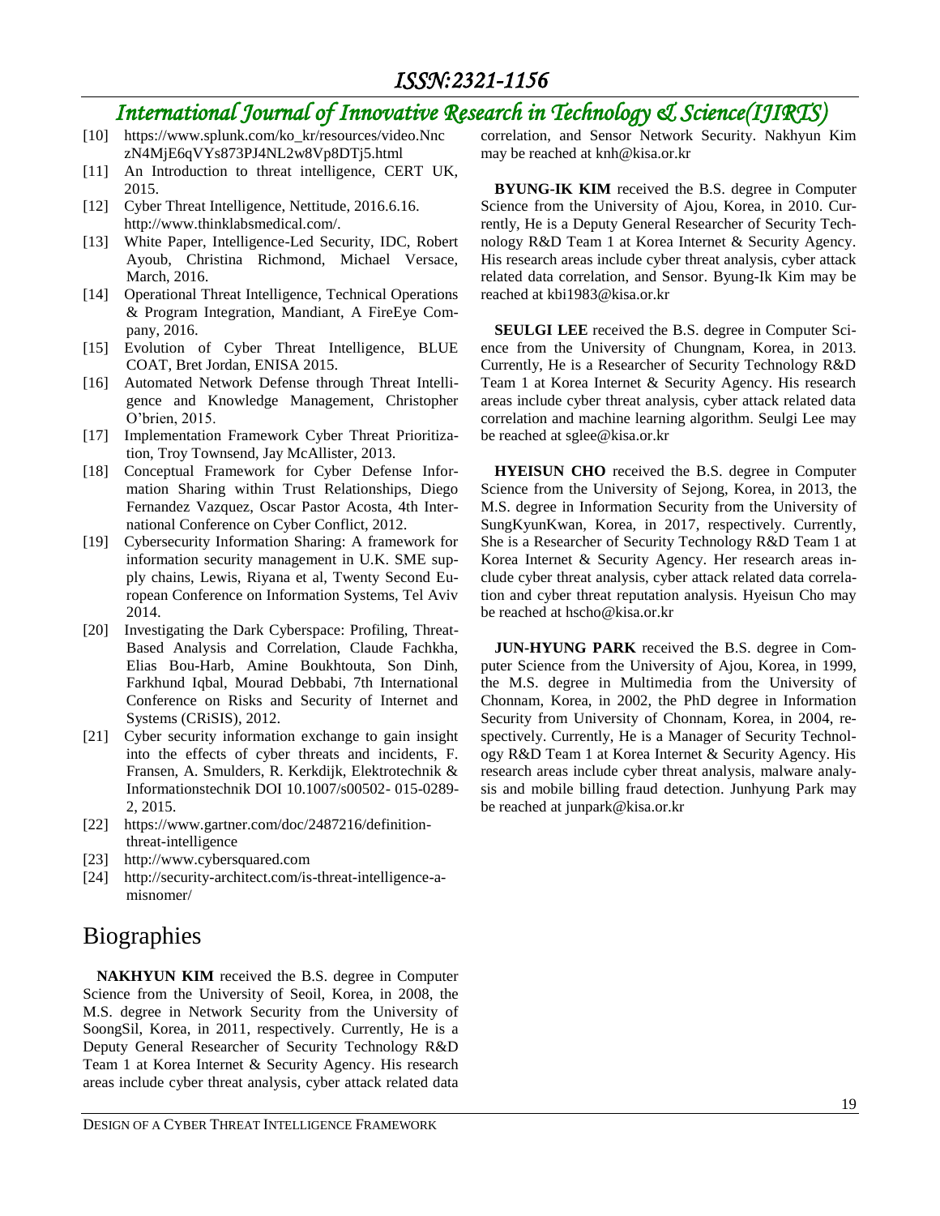[10] https://www.splunk.com/ko_kr/resources/video.NnczN4MjE6qVYs873PJ4NL2w8Vp8DTj5.html

[11] An Introduction to threat intelligence, CERT UK, 2015.

[12] Cyber Threat Intelligence, Nettitude, 2016.6.16. http://www.thinklabsmedical.com/.

[13] White Paper, Intelligence-Led Security, IDC, Robert Ayoub, Christina Richmond, Michael Versace, March, 2016.

[14] Operational Threat Intelligence, Technical Operations & Program Integration, Mandiant, A FireEye Company, 2016.

[15] Evolution of Cyber Threat Intelligence, BLUE COAT, Bret Jordan, ENISA 2015.

[16] Automated Network Defense through Threat Intelligence and Knowledge Management, Christopher O'brien, 2015.

[17] Implementation Framework Cyber Threat Prioritization, Troy Townsend, Jay McAllister, 2013.

[18] Conceptual Framework for Cyber Defense Information Sharing within Trust Relationships, Diego Fernandez Vazquez, Oscar Pastor Acosta, 4th International Conference on Cyber Conflict, 2012.

[19] Cybersecurity Information Sharing: A framework for information security management in U.K. SME supply chains, Lewis, Riyana et al, Twenty Second European Conference on Information Systems, Tel Aviv 2014.

[20] Investigating the Dark Cyberspace: Profiling, Threat-Based Analysis and Correlation, Claude Fachkha, Elias Bou-Harb, Amine Boukhtouta, Son Dinh, Farkhund Iqbal, Mourad Debbabi, 7th International Conference on Risks and Security of Internet and Systems (CRiSIS), 2012.

[21] Cyber security information exchange to gain insight into the effects of cyber threats and incidents, F. Fransen, A. Smulders, R. Kerkdijk, Elektrotechnik & Informationstechnik DOI 10.1007/s00502- 015-0289-2, 2015.

[22] https://www.gartner.com/doc/2487216/definition-threat-intelligence

[23] http://www.cybersquared.com

[24] http://security-architect.com/is-threat-intelligence-a-misnomer/

## Biographies

**NAKHYUN KIM** received the B.S. degree in Computer Science from the University of Seoil, Korea, in 2008, the M.S. degree in Network Security from the University of SoongSil, Korea, in 2011, respectively. Currently, He is a Deputy General Researcher of Security Technology R&D Team 1 at Korea Internet & Security Agency. His research areas include cyber threat analysis, cyber attack related data correlation, and Sensor Network Security. Nakhyun Kim may be reached at knh@kisa.or.kr

**BYUNG-IK KIM** received the B.S. degree in Computer Science from the University of Ajou, Korea, in 2010. Currently, He is a Deputy General Researcher of Security Technology R&D Team 1 at Korea Internet & Security Agency. His research areas include cyber threat analysis, cyber attack related data correlation, and Sensor. Byung-Ik Kim may be reached at kbi1983@kisa.or.kr

**SEULGI LEE** received the B.S. degree in Computer Science from the University of Chungnam, Korea, in 2013. Currently, He is a Researcher of Security Technology R&D Team 1 at Korea Internet & Security Agency. His research areas include cyber threat analysis, cyber attack related data correlation and machine learning algorithm. Seulgi Lee may be reached at sglee@kisa.or.kr

**HYEISUN CHO** received the B.S. degree in Computer Science from the University of Sejong, Korea, in 2013, the M.S. degree in Information Security from the University of SungKyunKwan, Korea, in 2017, respectively. Currently, She is a Researcher of Security Technology R&D Team 1 at Korea Internet & Security Agency. Her research areas include cyber threat analysis, cyber attack related data correlation and cyber threat reputation analysis. Hyeisun Cho may be reached at hscho@kisa.or.kr

**JUN-HYUNG PARK** received the B.S. degree in Computer Science from the University of Ajou, Korea, in 1999, the M.S. degree in Multimedia from the University of Chonnam, Korea, in 2002, the PhD degree in Information Security from University of Chonnam, Korea, in 2004, respectively. Currently, He is a Manager of Security Technology R&D Team 1 at Korea Internet & Security Agency. His research areas include cyber threat analysis, malware analysis and mobile billing fraud detection. Junhyung Park may be reached at junpark@kisa.or.kr